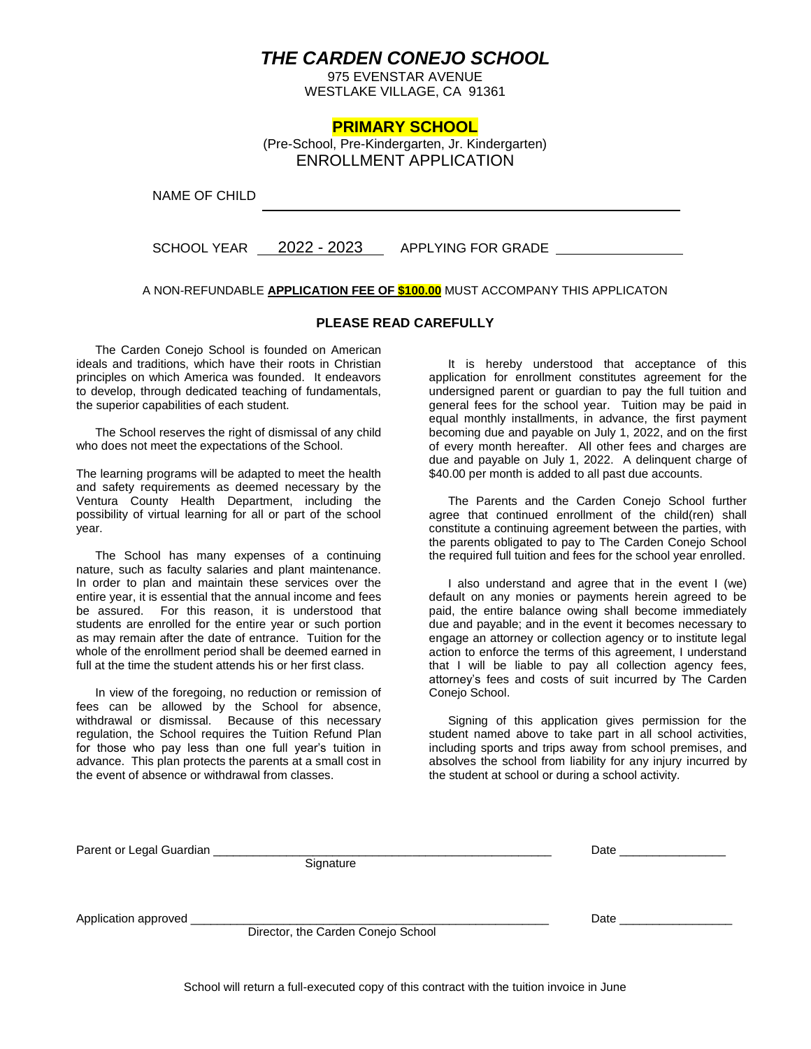# *THE CARDEN CONEJO SCHOOL*

975 EVENSTAR AVENUE
WESTLAKE VILLAGE, CA 91361

## PRIMARY SCHOOL

(Pre-School, Pre-Kindergarten, Jr. Kindergarten)

ENROLLMENT APPLICATION

NAME OF CHILD ____________________________________________

SCHOOL YEAR 2022 - 2023 APPLYING FOR GRADE ________________

A NON-REFUNDABLE **APPLICATION FEE OF $100.00** MUST ACCOMPANY THIS APPLICATON

**PLEASE READ CAREFULLY**

The Carden Conejo School is founded on American ideals and traditions, which have their roots in Christian principles on which America was founded. It endeavors to develop, through dedicated teaching of fundamentals, the superior capabilities of each student.

The School reserves the right of dismissal of any child who does not meet the expectations of the School.

The learning programs will be adapted to meet the health and safety requirements as deemed necessary by the Ventura County Health Department, including the possibility of virtual learning for all or part of the school year.

The School has many expenses of a continuing nature, such as faculty salaries and plant maintenance. In order to plan and maintain these services over the entire year, it is essential that the annual income and fees be assured. For this reason, it is understood that students are enrolled for the entire year or such portion as may remain after the date of entrance. Tuition for the whole of the enrollment period shall be deemed earned in full at the time the student attends his or her first class.

In view of the foregoing, no reduction or remission of fees can be allowed by the School for absence, withdrawal or dismissal. Because of this necessary regulation, the School requires the Tuition Refund Plan for those who pay less than one full year's tuition in advance. This plan protects the parents at a small cost in the event of absence or withdrawal from classes.

It is hereby understood that acceptance of this application for enrollment constitutes agreement for the undersigned parent or guardian to pay the full tuition and general fees for the school year. Tuition may be paid in equal monthly installments, in advance, the first payment becoming due and payable on July 1, 2022, and on the first of every month hereafter. All other fees and charges are due and payable on July 1, 2022. A delinquent charge of $40.00 per month is added to all past due accounts.

The Parents and the Carden Conejo School further agree that continued enrollment of the child(ren) shall constitute a continuing agreement between the parties, with the parents obligated to pay to The Carden Conejo School the required full tuition and fees for the school year enrolled.

I also understand and agree that in the event I (we) default on any monies or payments herein agreed to be paid, the entire balance owing shall become immediately due and payable; and in the event it becomes necessary to engage an attorney or collection agency or to institute legal action to enforce the terms of this agreement, I understand that I will be liable to pay all collection agency fees, attorney's fees and costs of suit incurred by The Carden Conejo School.

Signing of this application gives permission for the student named above to take part in all school activities, including sports and trips away from school premises, and absolves the school from liability for any injury incurred by the student at school or during a school activity.

Parent or Legal Guardian ____________________________________________ Date ________________
Signature

Application approved ____________________________________________ Date ________________
Director, the Carden Conejo School

School will return a full-executed copy of this contract with the tuition invoice in June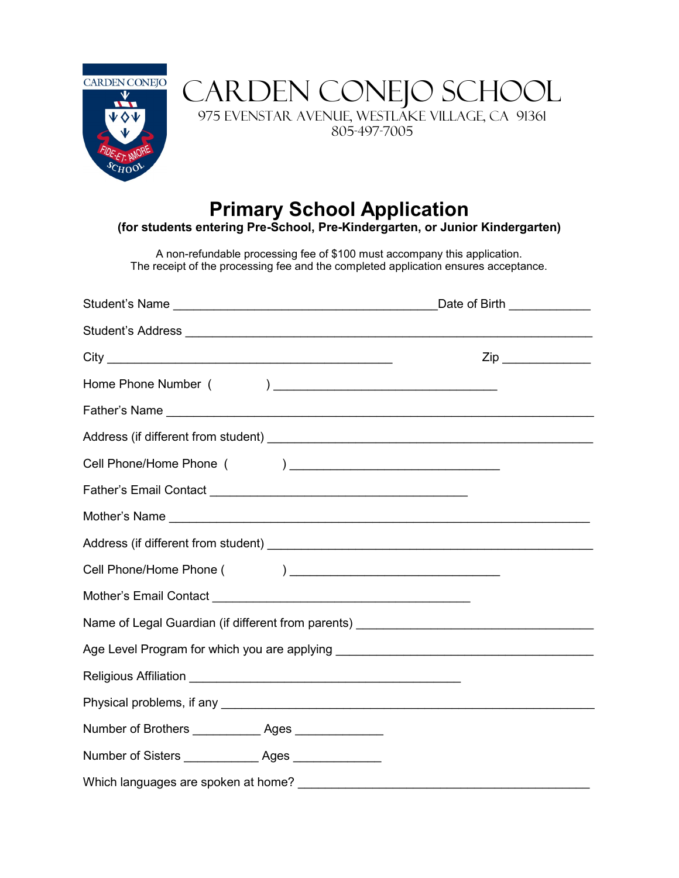# CARDEN CONEJO SCHOOL

975 EVENSTAR AVENUE, WESTLAKE VILLAGE, CA 91361
805-497-7005

## Primary School Application

**(for students entering Pre-School, Pre-Kindergarten, or Junior Kindergarten)**

A non-refundable processing fee of $100 must accompany this application.
The receipt of the processing fee and the completed application ensures acceptance.

Student's Name ________________________________________Date of Birth ____________

Student's Address ______________________________________________________________

City ____________________________________________ Zip _____________

Home Phone Number ( ) _________________________________

Father's Name __________________________________________________________________

Address (if different from student) _____________________________________________

Cell Phone/Home Phone ( ) _______________________________

Father's Email Contact _______________________________________

Mother's Name _________________________________________________________________

Address (if different from student) _____________________________________________

Cell Phone/Home Phone ( ) _______________________________

Mother's Email Contact _______________________________________

Name of Legal Guardian (if different from parents) ___________________________________

Age Level Program for which you are applying _______________________________________

Religious Affiliation _________________________________________

Physical problems, if any _______________________________________________________

Number of Brothers __________ Ages _____________

Number of Sisters ___________ Ages _____________

Which languages are spoken at home? ___________________________________________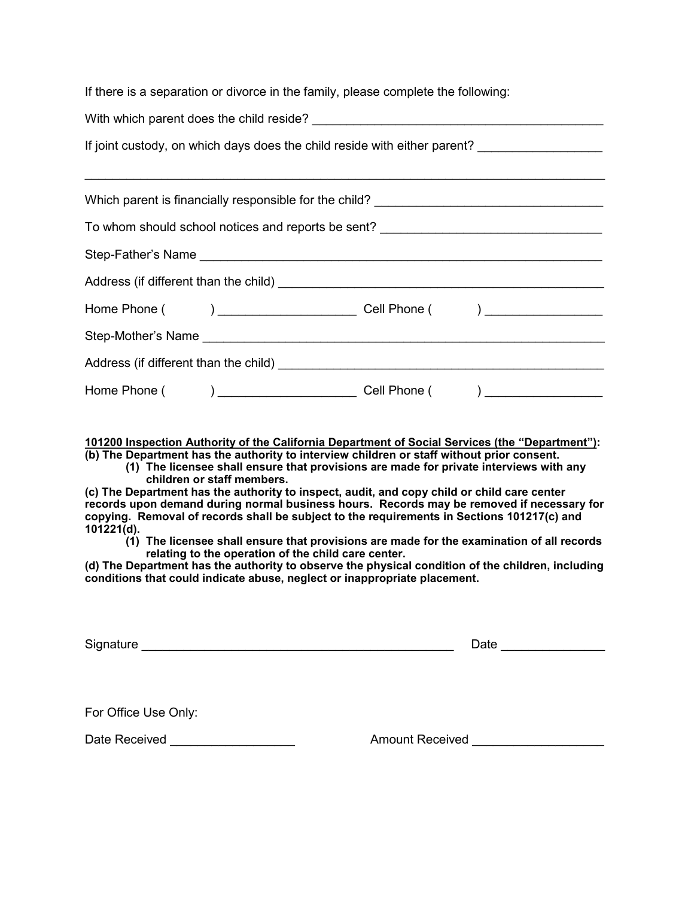If there is a separation or divorce in the family, please complete the following:

With which parent does the child reside? ___________________________________________

If joint custody, on which days does the child reside with either parent? __________________

______________________________________________________________________________

Which parent is financially responsible for the child? _________________________________

To whom should school notices and reports be sent? ________________________________

Step-Father's Name ___________________________________________________________

Address (if different than the child) _______________________________________________

Home Phone (          ) ____________________ Cell Phone (          ) _________________

Step-Mother's Name ___________________________________________________________

Address (if different than the child) _______________________________________________

Home Phone (          ) ____________________ Cell Phone (          ) _________________

**<u>101200 Inspection Authority of the California Department of Social Services (the "Department")</u>:**
**(b) The Department has the authority to interview children or staff without prior consent.**
> **(1) The licensee shall ensure that provisions are made for private interviews with any children or staff members.**

**(c) The Department has the authority to inspect, audit, and copy child or child care center records upon demand during normal business hours. Records may be removed if necessary for copying. Removal of records shall be subject to the requirements in Sections 101217(c) and 101221(d).**
> **(1) The licensee shall ensure that provisions are made for the examination of all records relating to the operation of the child care center.**

**(d) The Department has the authority to observe the physical condition of the children, including conditions that could indicate abuse, neglect or inappropriate placement.**

Signature _______________________________________________ Date _______________

For Office Use Only:

Date Received __________________ Amount Received ___________________